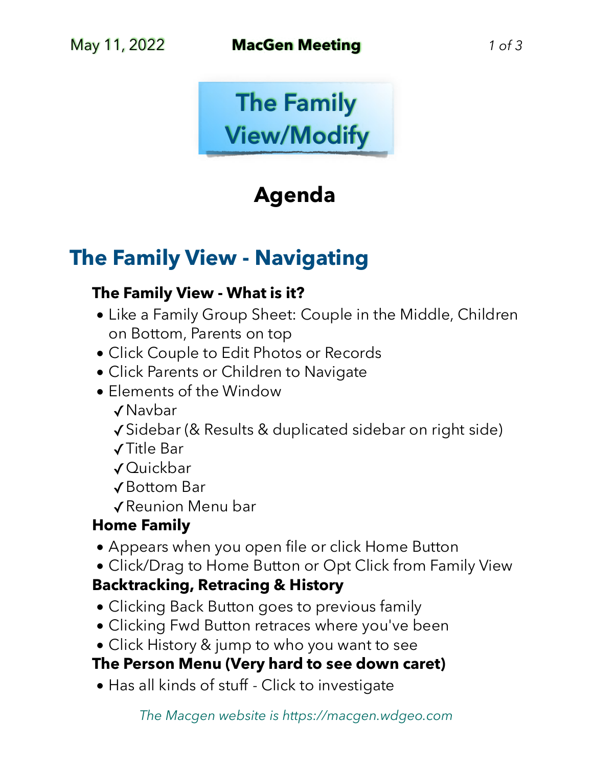May 11, 2022 **MacGen Meeting**

# The Family View/Modify

## Agenda

## The Family View - Navigating

**The Family View - What is it?**

- Like a Family Group Sheet: Couple in the Middle, Children on Bottom, Parents on top
- Click Couple to Edit Photos or Records
- Click Parents or Children to Navigate
- Elements of the Window
  - ✓Navbar
  - ✓Sidebar (& Results & duplicated sidebar on right side)
  - ✓Title Bar
  - ✓Quickbar
  - ✓Bottom Bar
  - ✓Reunion Menu bar

**Home Family**

- Appears when you open file or click Home Button
- Click/Drag to Home Button or Opt Click from Family View

**Backtracking, Retracing & History**

- Clicking Back Button goes to previous family
- Clicking Fwd Button retraces where you've been
- Click History & jump to who you want to see

**The Person Menu (Very hard to see down caret)**

- Has all kinds of stuff - Click to investigate

*The Macgen website is https://macgen.wdgeo.com*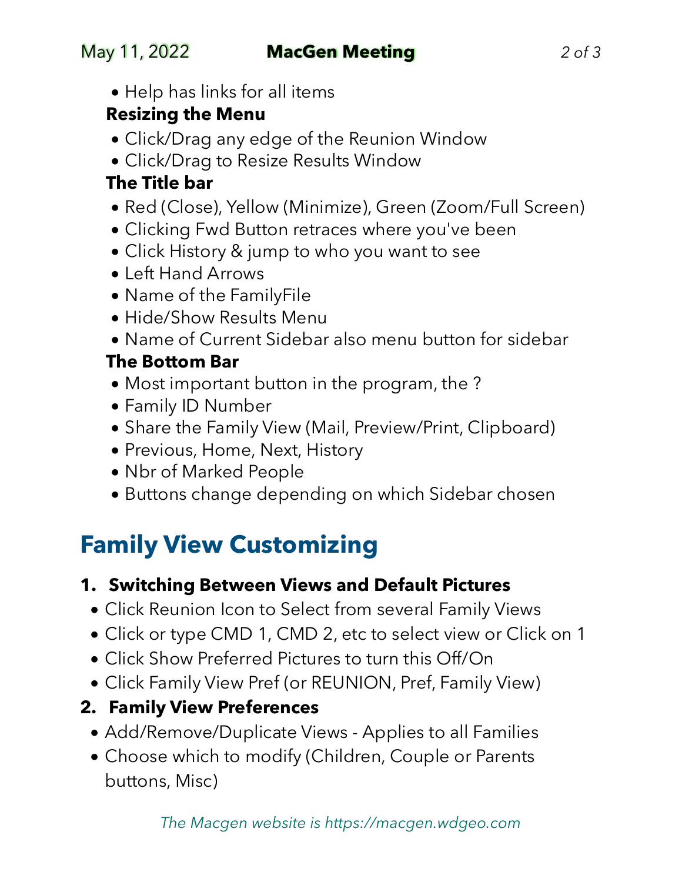- Help has links for all items

**Resizing the Menu**

- Click/Drag any edge of the Reunion Window
- Click/Drag to Resize Results Window

**The Title bar**

- Red (Close), Yellow (Minimize), Green (Zoom/Full Screen)
- Clicking Fwd Button retraces where you've been
- Click History & jump to who you want to see
- Left Hand Arrows
- Name of the FamilyFile
- Hide/Show Results Menu
- Name of Current Sidebar also menu button for sidebar

**The Bottom Bar**

- Most important button in the program, the ?
- Family ID Number
- Share the Family View (Mail, Preview/Print, Clipboard)
- Previous, Home, Next, History
- Nbr of Marked People
- Buttons change depending on which Sidebar chosen

## Family View Customizing

1. **Switching Between Views and Default Pictures**
   - Click Reunion Icon to Select from several Family Views
   - Click or type CMD 1, CMD 2, etc to select view or Click on 1
   - Click Show Preferred Pictures to turn this Off/On
   - Click Family View Pref (or REUNION, Pref, Family View)
2. **Family View Preferences**
   - Add/Remove/Duplicate Views - Applies to all Families
   - Choose which to modify (Children, Couple or Parents buttons, Misc)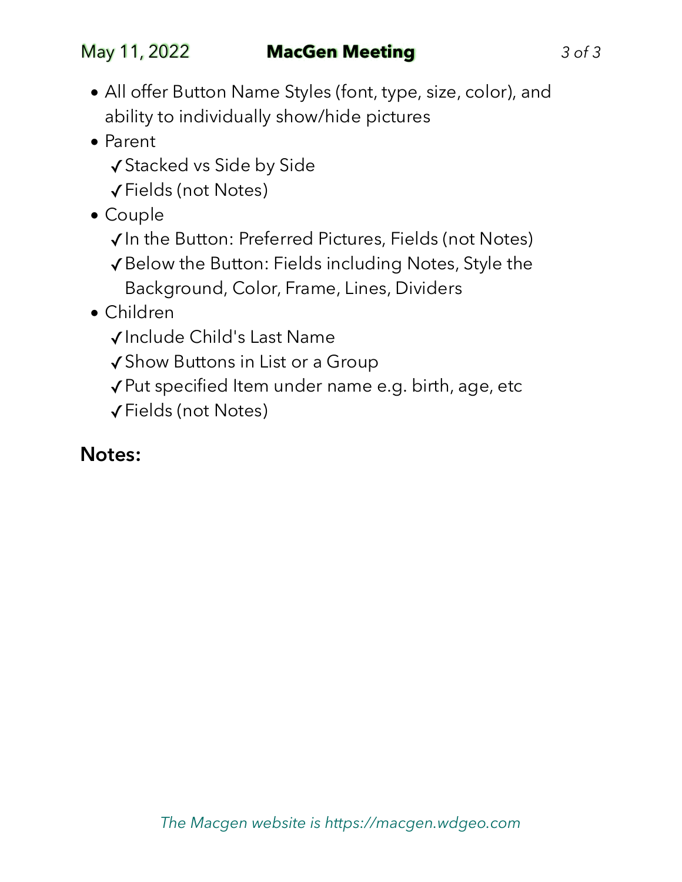- All offer Button Name Styles (font, type, size, color), and ability to individually show/hide pictures
- Parent
  - ✓Stacked vs Side by Side
  - ✓Fields (not Notes)
- Couple
  - ✓In the Button: Preferred Pictures, Fields (not Notes)
  - ✓Below the Button: Fields including Notes, Style the Background, Color, Frame, Lines, Dividers
- Children
  - ✓Include Child's Last Name
  - ✓Show Buttons in List or a Group
  - ✓Put specified Item under name e.g. birth, age, etc
  - ✓Fields (not Notes)

**Notes:**

*The Macgen website is https://macgen.wdgeo.com*